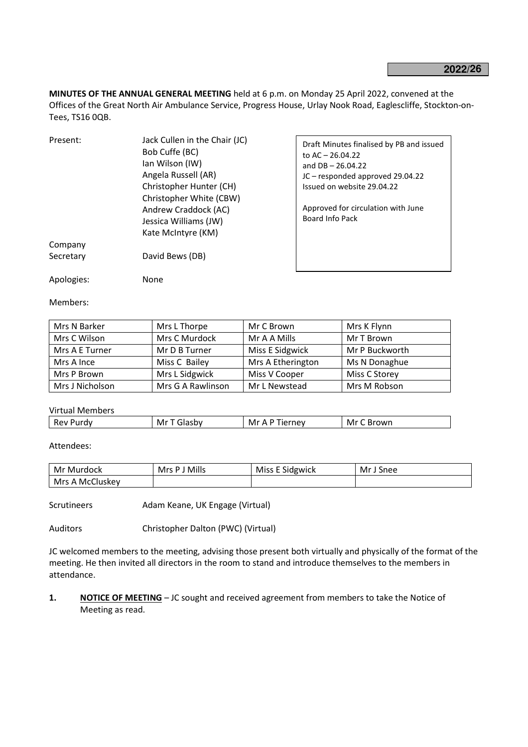**2022/26**

**MINUTES OF THE ANNUAL GENERAL MEETING** held at 6 p.m. on Monday 25 April 2022, convened at the Offices of the Great North Air Ambulance Service, Progress House, Urlay Nook Road, Eaglescliffe, Stockton-on-Tees, TS16 0QB.

Present: Jack Cullen in the Chair (JC)
Bob Cuffe (BC)
Ian Wilson (IW)
Angela Russell (AR)
Christopher Hunter (CH)
Christopher White (CBW)
Andrew Craddock (AC)
Jessica Williams (JW)
Kate McIntyre (KM)

Company Secretary: David Bews (DB)

> Draft Minutes finalised by PB and issued to AC – 26.04.22
> and DB – 26.04.22
> JC – responded approved 29.04.22
> Issued on website 29.04.22
>
> Approved for circulation with June Board Info Pack

Apologies: None

Members:

| | | | |
|---|---|---|---|
| Mrs N Barker | Mrs L Thorpe | Mr C Brown | Mrs K Flynn |
| Mrs C Wilson | Mrs C Murdock | Mr A A Mills | Mr T Brown |
| Mrs A E Turner | Mr D B Turner | Miss E Sidgwick | Mr P Buckworth |
| Mrs A Ince | Miss C Bailey | Mrs A Etherington | Ms N Donaghue |
| Mrs P Brown | Mrs L Sidgwick | Miss V Cooper | Miss C Storey |
| Mrs J Nicholson | Mrs G A Rawlinson | Mr L Newstead | Mrs M Robson |

Virtual Members

| | | | |
|---|---|---|---|
| Rev Purdy | Mr T Glasby | Mr A P Tierney | Mr C Brown |

Attendees:

| | | | |
|---|---|---|---|
| Mr Murdock | Mrs P J Mills | Miss E Sidgwick | Mr J Snee |
| Mrs A McCluskey | | | |

Scrutineers: Adam Keane, UK Engage (Virtual)

Auditors: Christopher Dalton (PWC) (Virtual)

JC welcomed members to the meeting, advising those present both virtually and physically of the format of the meeting. He then invited all directors in the room to stand and introduce themselves to the members in attendance.

1. **NOTICE OF MEETING** – JC sought and received agreement from members to take the Notice of Meeting as read.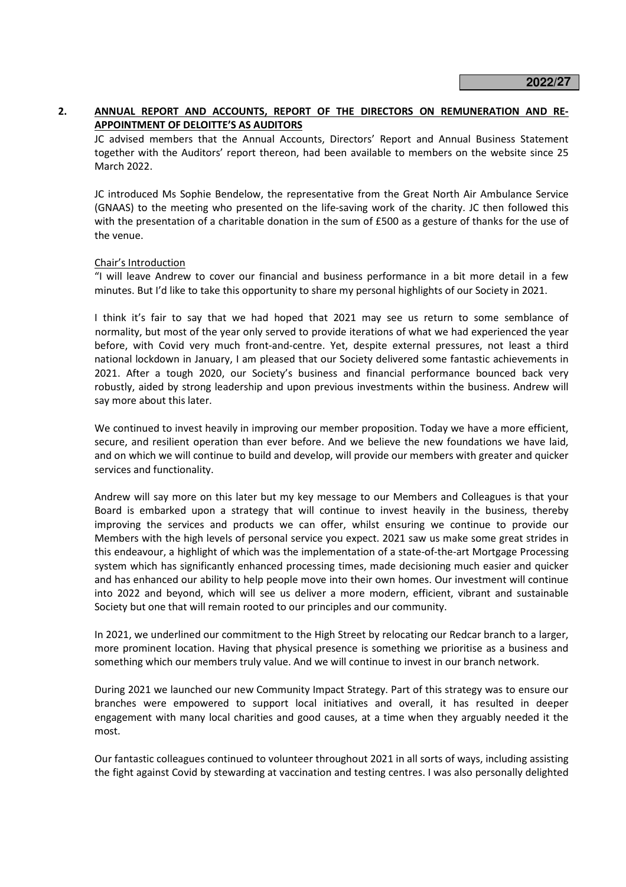## 2. ANNUAL REPORT AND ACCOUNTS, REPORT OF THE DIRECTORS ON REMUNERATION AND RE-APPOINTMENT OF DELOITTE'S AS AUDITORS

JC advised members that the Annual Accounts, Directors' Report and Annual Business Statement together with the Auditors' report thereon, had been available to members on the website since 25 March 2022.

JC introduced Ms Sophie Bendelow, the representative from the Great North Air Ambulance Service (GNAAS) to the meeting who presented on the life-saving work of the charity. JC then followed this with the presentation of a charitable donation in the sum of £500 as a gesture of thanks for the use of the venue.

Chair's Introduction

"I will leave Andrew to cover our financial and business performance in a bit more detail in a few minutes. But I'd like to take this opportunity to share my personal highlights of our Society in 2021.

I think it's fair to say that we had hoped that 2021 may see us return to some semblance of normality, but most of the year only served to provide iterations of what we had experienced the year before, with Covid very much front-and-centre. Yet, despite external pressures, not least a third national lockdown in January, I am pleased that our Society delivered some fantastic achievements in 2021. After a tough 2020, our Society's business and financial performance bounced back very robustly, aided by strong leadership and upon previous investments within the business. Andrew will say more about this later.

We continued to invest heavily in improving our member proposition. Today we have a more efficient, secure, and resilient operation than ever before. And we believe the new foundations we have laid, and on which we will continue to build and develop, will provide our members with greater and quicker services and functionality.

Andrew will say more on this later but my key message to our Members and Colleagues is that your Board is embarked upon a strategy that will continue to invest heavily in the business, thereby improving the services and products we can offer, whilst ensuring we continue to provide our Members with the high levels of personal service you expect. 2021 saw us make some great strides in this endeavour, a highlight of which was the implementation of a state-of-the-art Mortgage Processing system which has significantly enhanced processing times, made decisioning much easier and quicker and has enhanced our ability to help people move into their own homes. Our investment will continue into 2022 and beyond, which will see us deliver a more modern, efficient, vibrant and sustainable Society but one that will remain rooted to our principles and our community.

In 2021, we underlined our commitment to the High Street by relocating our Redcar branch to a larger, more prominent location. Having that physical presence is something we prioritise as a business and something which our members truly value. And we will continue to invest in our branch network.

During 2021 we launched our new Community Impact Strategy. Part of this strategy was to ensure our branches were empowered to support local initiatives and overall, it has resulted in deeper engagement with many local charities and good causes, at a time when they arguably needed it the most.

Our fantastic colleagues continued to volunteer throughout 2021 in all sorts of ways, including assisting the fight against Covid by stewarding at vaccination and testing centres. I was also personally delighted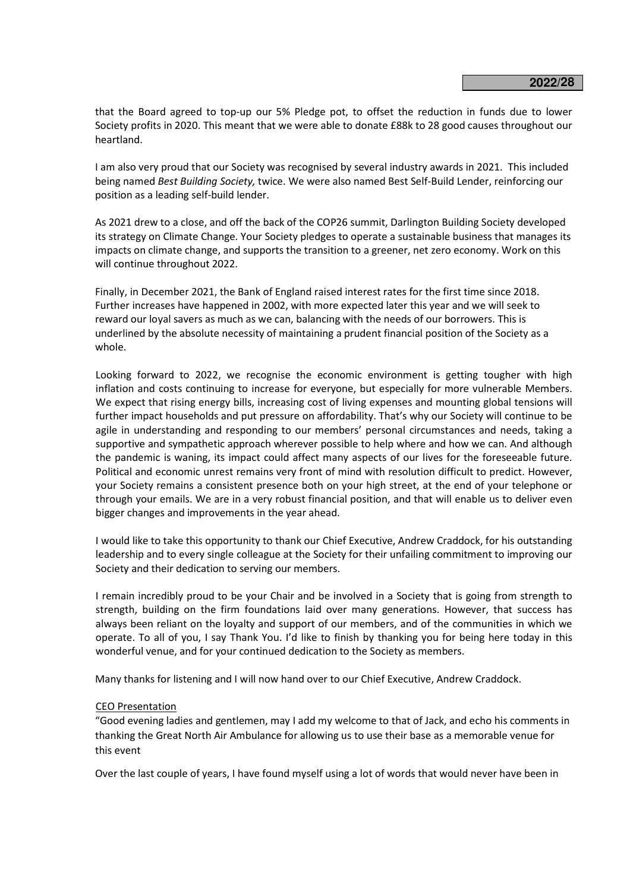that the Board agreed to top-up our 5% Pledge pot, to offset the reduction in funds due to lower Society profits in 2020. This meant that we were able to donate £88k to 28 good causes throughout our heartland.

I am also very proud that our Society was recognised by several industry awards in 2021. This included being named *Best Building Society,* twice. We were also named Best Self-Build Lender, reinforcing our position as a leading self-build lender.

As 2021 drew to a close, and off the back of the COP26 summit, Darlington Building Society developed its strategy on Climate Change. Your Society pledges to operate a sustainable business that manages its impacts on climate change, and supports the transition to a greener, net zero economy. Work on this will continue throughout 2022.

Finally, in December 2021, the Bank of England raised interest rates for the first time since 2018. Further increases have happened in 2002, with more expected later this year and we will seek to reward our loyal savers as much as we can, balancing with the needs of our borrowers. This is underlined by the absolute necessity of maintaining a prudent financial position of the Society as a whole.

Looking forward to 2022, we recognise the economic environment is getting tougher with high inflation and costs continuing to increase for everyone, but especially for more vulnerable Members. We expect that rising energy bills, increasing cost of living expenses and mounting global tensions will further impact households and put pressure on affordability. That's why our Society will continue to be agile in understanding and responding to our members' personal circumstances and needs, taking a supportive and sympathetic approach wherever possible to help where and how we can. And although the pandemic is waning, its impact could affect many aspects of our lives for the foreseeable future. Political and economic unrest remains very front of mind with resolution difficult to predict. However, your Society remains a consistent presence both on your high street, at the end of your telephone or through your emails. We are in a very robust financial position, and that will enable us to deliver even bigger changes and improvements in the year ahead.

I would like to take this opportunity to thank our Chief Executive, Andrew Craddock, for his outstanding leadership and to every single colleague at the Society for their unfailing commitment to improving our Society and their dedication to serving our members.

I remain incredibly proud to be your Chair and be involved in a Society that is going from strength to strength, building on the firm foundations laid over many generations. However, that success has always been reliant on the loyalty and support of our members, and of the communities in which we operate. To all of you, I say Thank You. I'd like to finish by thanking you for being here today in this wonderful venue, and for your continued dedication to the Society as members.

Many thanks for listening and I will now hand over to our Chief Executive, Andrew Craddock.

<u>CEO Presentation</u>

"Good evening ladies and gentlemen, may I add my welcome to that of Jack, and echo his comments in thanking the Great North Air Ambulance for allowing us to use their base as a memorable venue for this event

Over the last couple of years, I have found myself using a lot of words that would never have been in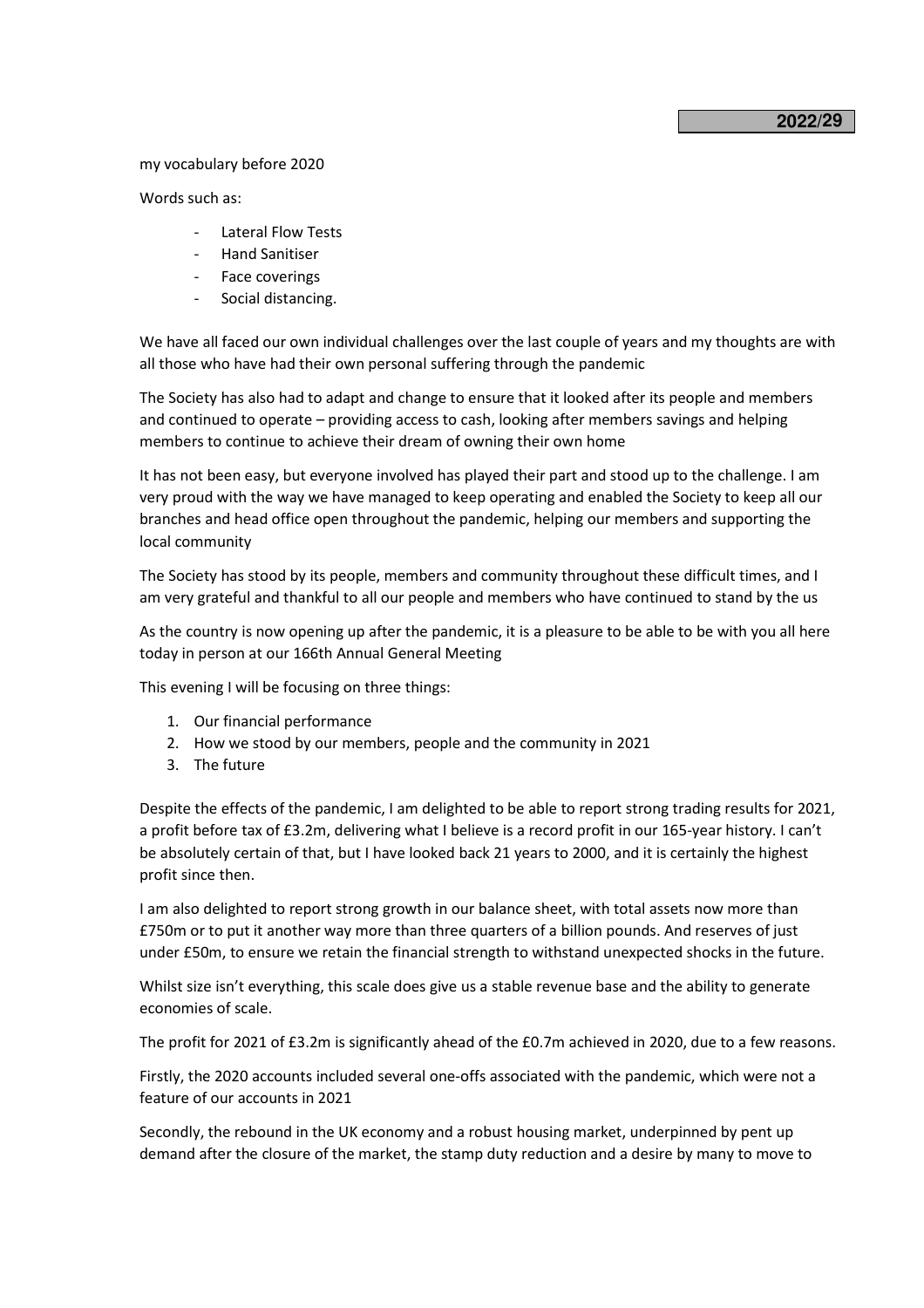my vocabulary before 2020

Words such as:

- Lateral Flow Tests
- Hand Sanitiser
- Face coverings
- Social distancing.

We have all faced our own individual challenges over the last couple of years and my thoughts are with all those who have had their own personal suffering through the pandemic

The Society has also had to adapt and change to ensure that it looked after its people and members and continued to operate – providing access to cash, looking after members savings and helping members to continue to achieve their dream of owning their own home

It has not been easy, but everyone involved has played their part and stood up to the challenge. I am very proud with the way we have managed to keep operating and enabled the Society to keep all our branches and head office open throughout the pandemic, helping our members and supporting the local community

The Society has stood by its people, members and community throughout these difficult times, and I am very grateful and thankful to all our people and members who have continued to stand by the us

As the country is now opening up after the pandemic, it is a pleasure to be able to be with you all here today in person at our 166th Annual General Meeting

This evening I will be focusing on three things:

1. Our financial performance
2. How we stood by our members, people and the community in 2021
3. The future

Despite the effects of the pandemic, I am delighted to be able to report strong trading results for 2021, a profit before tax of £3.2m, delivering what I believe is a record profit in our 165-year history. I can't be absolutely certain of that, but I have looked back 21 years to 2000, and it is certainly the highest profit since then.

I am also delighted to report strong growth in our balance sheet, with total assets now more than £750m or to put it another way more than three quarters of a billion pounds. And reserves of just under £50m, to ensure we retain the financial strength to withstand unexpected shocks in the future.

Whilst size isn't everything, this scale does give us a stable revenue base and the ability to generate economies of scale.

The profit for 2021 of £3.2m is significantly ahead of the £0.7m achieved in 2020, due to a few reasons.

Firstly, the 2020 accounts included several one-offs associated with the pandemic, which were not a feature of our accounts in 2021

Secondly, the rebound in the UK economy and a robust housing market, underpinned by pent up demand after the closure of the market, the stamp duty reduction and a desire by many to move to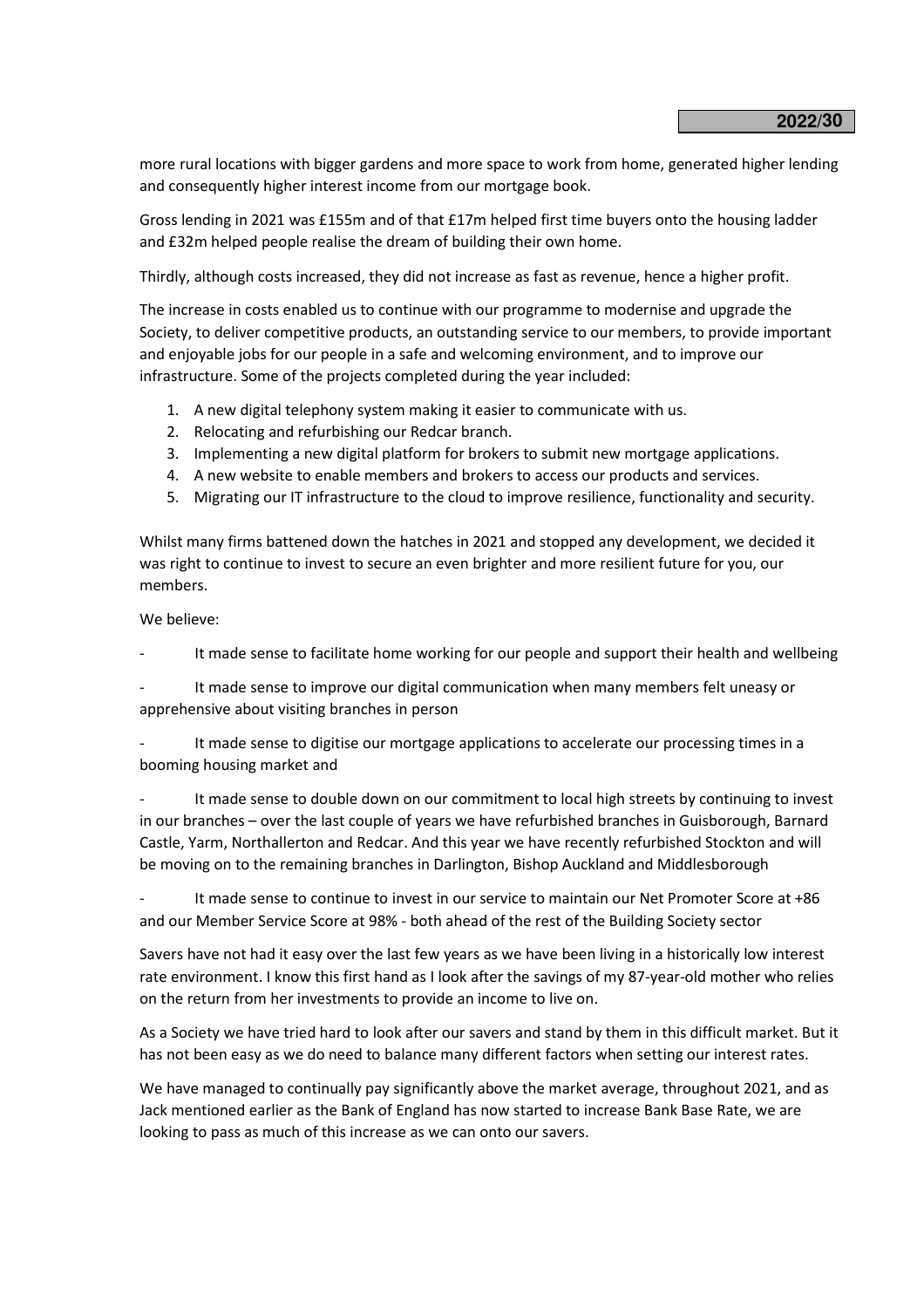more rural locations with bigger gardens and more space to work from home, generated higher lending and consequently higher interest income from our mortgage book.

Gross lending in 2021 was £155m and of that £17m helped first time buyers onto the housing ladder and £32m helped people realise the dream of building their own home.

Thirdly, although costs increased, they did not increase as fast as revenue, hence a higher profit.

The increase in costs enabled us to continue with our programme to modernise and upgrade the Society, to deliver competitive products, an outstanding service to our members, to provide important and enjoyable jobs for our people in a safe and welcoming environment, and to improve our infrastructure. Some of the projects completed during the year included:

1. A new digital telephony system making it easier to communicate with us.
2. Relocating and refurbishing our Redcar branch.
3. Implementing a new digital platform for brokers to submit new mortgage applications.
4. A new website to enable members and brokers to access our products and services.
5. Migrating our IT infrastructure to the cloud to improve resilience, functionality and security.

Whilst many firms battened down the hatches in 2021 and stopped any development, we decided it was right to continue to invest to secure an even brighter and more resilient future for you, our members.

We believe:

- It made sense to facilitate home working for our people and support their health and wellbeing
- It made sense to improve our digital communication when many members felt uneasy or apprehensive about visiting branches in person
- It made sense to digitise our mortgage applications to accelerate our processing times in a booming housing market and
- It made sense to double down on our commitment to local high streets by continuing to invest in our branches – over the last couple of years we have refurbished branches in Guisborough, Barnard Castle, Yarm, Northallerton and Redcar. And this year we have recently refurbished Stockton and will be moving on to the remaining branches in Darlington, Bishop Auckland and Middlesborough
- It made sense to continue to invest in our service to maintain our Net Promoter Score at +86 and our Member Service Score at 98% - both ahead of the rest of the Building Society sector

Savers have not had it easy over the last few years as we have been living in a historically low interest rate environment. I know this first hand as I look after the savings of my 87-year-old mother who relies on the return from her investments to provide an income to live on.

As a Society we have tried hard to look after our savers and stand by them in this difficult market. But it has not been easy as we do need to balance many different factors when setting our interest rates.

We have managed to continually pay significantly above the market average, throughout 2021, and as Jack mentioned earlier as the Bank of England has now started to increase Bank Base Rate, we are looking to pass as much of this increase as we can onto our savers.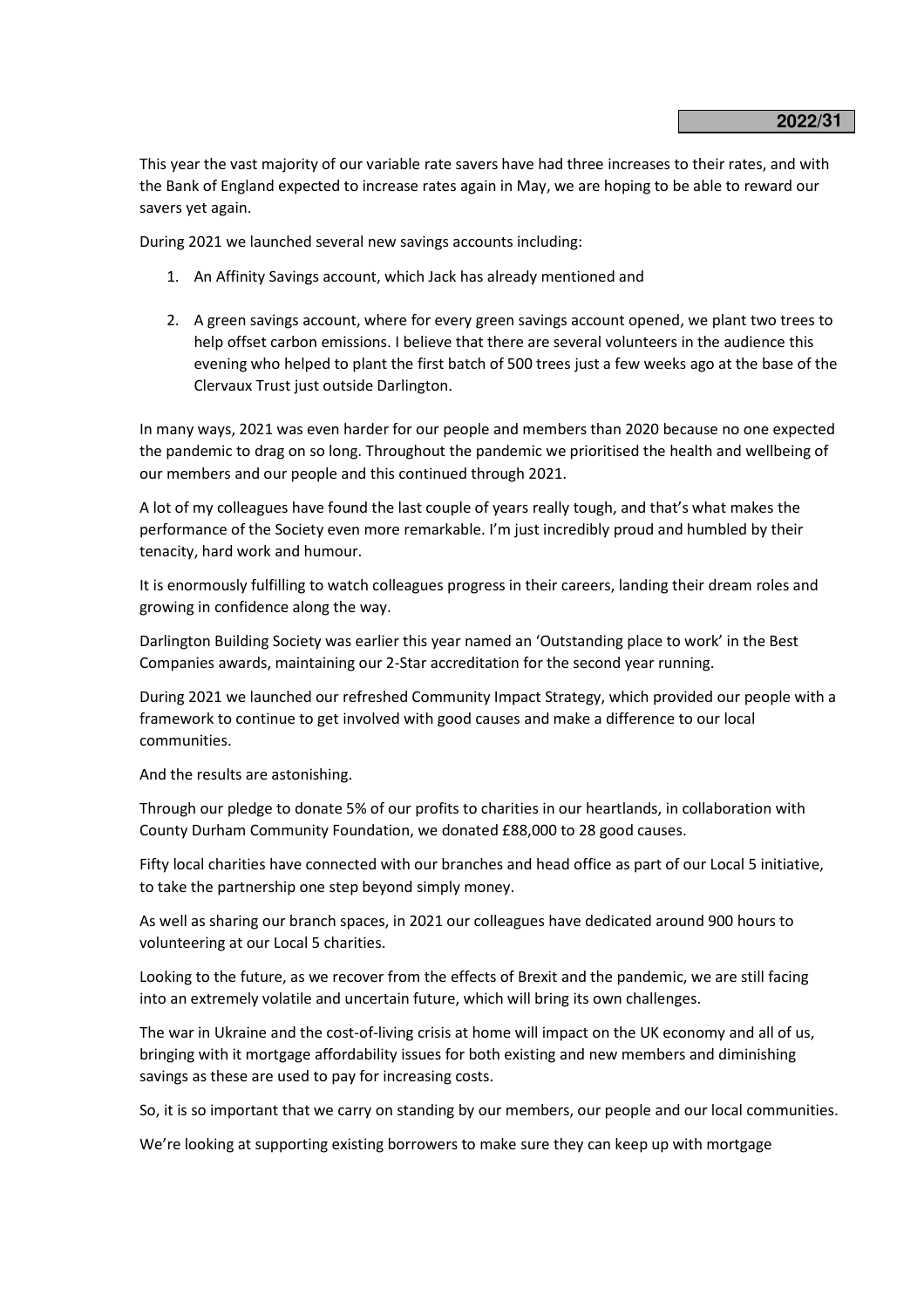This year the vast majority of our variable rate savers have had three increases to their rates, and with the Bank of England expected to increase rates again in May, we are hoping to be able to reward our savers yet again.

During 2021 we launched several new savings accounts including:

1. An Affinity Savings account, which Jack has already mentioned and
2. A green savings account, where for every green savings account opened, we plant two trees to help offset carbon emissions. I believe that there are several volunteers in the audience this evening who helped to plant the first batch of 500 trees just a few weeks ago at the base of the Clervaux Trust just outside Darlington.

In many ways, 2021 was even harder for our people and members than 2020 because no one expected the pandemic to drag on so long. Throughout the pandemic we prioritised the health and wellbeing of our members and our people and this continued through 2021.

A lot of my colleagues have found the last couple of years really tough, and that's what makes the performance of the Society even more remarkable. I'm just incredibly proud and humbled by their tenacity, hard work and humour.

It is enormously fulfilling to watch colleagues progress in their careers, landing their dream roles and growing in confidence along the way.

Darlington Building Society was earlier this year named an 'Outstanding place to work' in the Best Companies awards, maintaining our 2-Star accreditation for the second year running.

During 2021 we launched our refreshed Community Impact Strategy, which provided our people with a framework to continue to get involved with good causes and make a difference to our local communities.

And the results are astonishing.

Through our pledge to donate 5% of our profits to charities in our heartlands, in collaboration with County Durham Community Foundation, we donated £88,000 to 28 good causes.

Fifty local charities have connected with our branches and head office as part of our Local 5 initiative, to take the partnership one step beyond simply money.

As well as sharing our branch spaces, in 2021 our colleagues have dedicated around 900 hours to volunteering at our Local 5 charities.

Looking to the future, as we recover from the effects of Brexit and the pandemic, we are still facing into an extremely volatile and uncertain future, which will bring its own challenges.

The war in Ukraine and the cost-of-living crisis at home will impact on the UK economy and all of us, bringing with it mortgage affordability issues for both existing and new members and diminishing savings as these are used to pay for increasing costs.

So, it is so important that we carry on standing by our members, our people and our local communities.

We're looking at supporting existing borrowers to make sure they can keep up with mortgage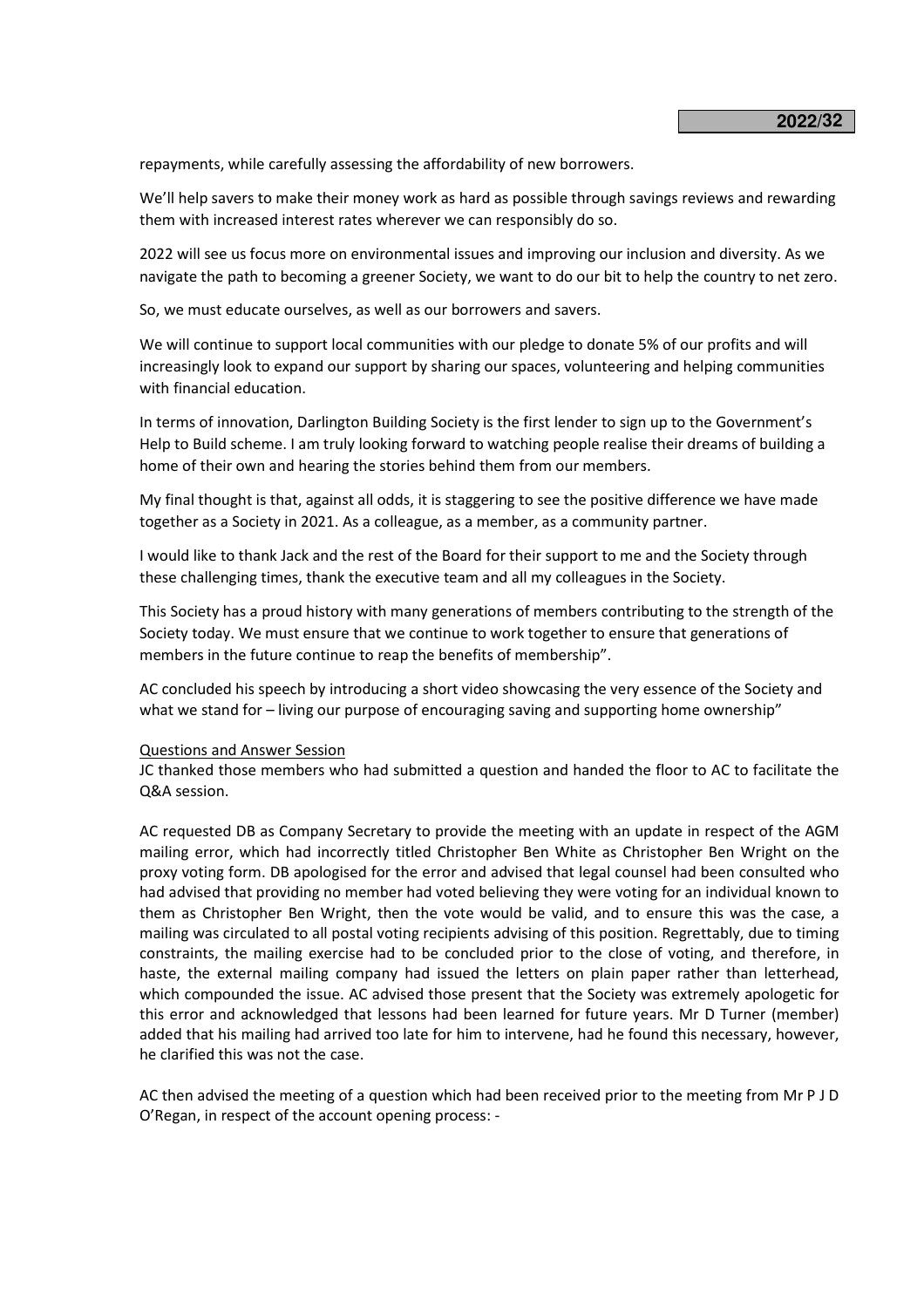repayments, while carefully assessing the affordability of new borrowers.

We'll help savers to make their money work as hard as possible through savings reviews and rewarding them with increased interest rates wherever we can responsibly do so.

2022 will see us focus more on environmental issues and improving our inclusion and diversity. As we navigate the path to becoming a greener Society, we want to do our bit to help the country to net zero.

So, we must educate ourselves, as well as our borrowers and savers.

We will continue to support local communities with our pledge to donate 5% of our profits and will increasingly look to expand our support by sharing our spaces, volunteering and helping communities with financial education.

In terms of innovation, Darlington Building Society is the first lender to sign up to the Government's Help to Build scheme. I am truly looking forward to watching people realise their dreams of building a home of their own and hearing the stories behind them from our members.

My final thought is that, against all odds, it is staggering to see the positive difference we have made together as a Society in 2021. As a colleague, as a member, as a community partner.

I would like to thank Jack and the rest of the Board for their support to me and the Society through these challenging times, thank the executive team and all my colleagues in the Society.

This Society has a proud history with many generations of members contributing to the strength of the Society today. We must ensure that we continue to work together to ensure that generations of members in the future continue to reap the benefits of membership".

AC concluded his speech by introducing a short video showcasing the very essence of the Society and what we stand for – living our purpose of encouraging saving and supporting home ownership"

Questions and Answer Session

JC thanked those members who had submitted a question and handed the floor to AC to facilitate the Q&A session.

AC requested DB as Company Secretary to provide the meeting with an update in respect of the AGM mailing error, which had incorrectly titled Christopher Ben White as Christopher Ben Wright on the proxy voting form. DB apologised for the error and advised that legal counsel had been consulted who had advised that providing no member had voted believing they were voting for an individual known to them as Christopher Ben Wright, then the vote would be valid, and to ensure this was the case, a mailing was circulated to all postal voting recipients advising of this position. Regrettably, due to timing constraints, the mailing exercise had to be concluded prior to the close of voting, and therefore, in haste, the external mailing company had issued the letters on plain paper rather than letterhead, which compounded the issue. AC advised those present that the Society was extremely apologetic for this error and acknowledged that lessons had been learned for future years. Mr D Turner (member) added that his mailing had arrived too late for him to intervene, had he found this necessary, however, he clarified this was not the case.

AC then advised the meeting of a question which had been received prior to the meeting from Mr P J D O'Regan, in respect of the account opening process: -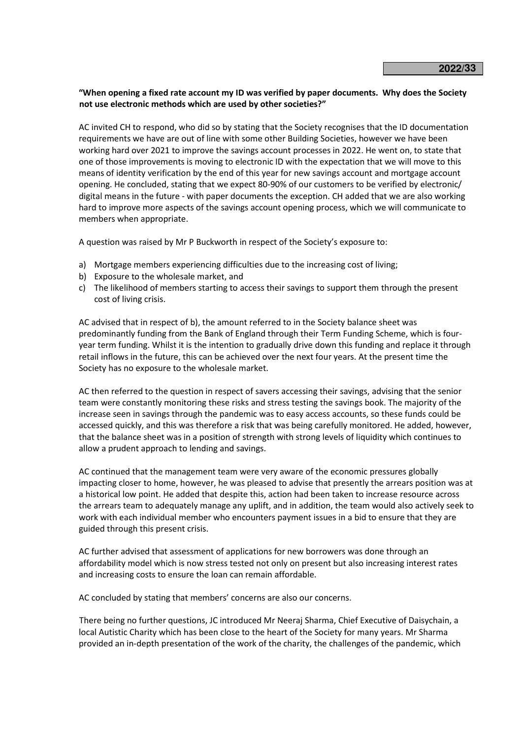**"When opening a fixed rate account my ID was verified by paper documents. Why does the Society not use electronic methods which are used by other societies?"**

AC invited CH to respond, who did so by stating that the Society recognises that the ID documentation requirements we have are out of line with some other Building Societies, however we have been working hard over 2021 to improve the savings account processes in 2022. He went on, to state that one of those improvements is moving to electronic ID with the expectation that we will move to this means of identity verification by the end of this year for new savings account and mortgage account opening. He concluded, stating that we expect 80-90% of our customers to be verified by electronic/ digital means in the future - with paper documents the exception. CH added that we are also working hard to improve more aspects of the savings account opening process, which we will communicate to members when appropriate.

A question was raised by Mr P Buckworth in respect of the Society's exposure to:

a) Mortgage members experiencing difficulties due to the increasing cost of living;
b) Exposure to the wholesale market, and
c) The likelihood of members starting to access their savings to support them through the present cost of living crisis.

AC advised that in respect of b), the amount referred to in the Society balance sheet was predominantly funding from the Bank of England through their Term Funding Scheme, which is four-year term funding. Whilst it is the intention to gradually drive down this funding and replace it through retail inflows in the future, this can be achieved over the next four years. At the present time the Society has no exposure to the wholesale market.

AC then referred to the question in respect of savers accessing their savings, advising that the senior team were constantly monitoring these risks and stress testing the savings book. The majority of the increase seen in savings through the pandemic was to easy access accounts, so these funds could be accessed quickly, and this was therefore a risk that was being carefully monitored. He added, however, that the balance sheet was in a position of strength with strong levels of liquidity which continues to allow a prudent approach to lending and savings.

AC continued that the management team were very aware of the economic pressures globally impacting closer to home, however, he was pleased to advise that presently the arrears position was at a historical low point. He added that despite this, action had been taken to increase resource across the arrears team to adequately manage any uplift, and in addition, the team would also actively seek to work with each individual member who encounters payment issues in a bid to ensure that they are guided through this present crisis.

AC further advised that assessment of applications for new borrowers was done through an affordability model which is now stress tested not only on present but also increasing interest rates and increasing costs to ensure the loan can remain affordable.

AC concluded by stating that members' concerns are also our concerns.

There being no further questions, JC introduced Mr Neeraj Sharma, Chief Executive of Daisychain, a local Autistic Charity which has been close to the heart of the Society for many years. Mr Sharma provided an in-depth presentation of the work of the charity, the challenges of the pandemic, which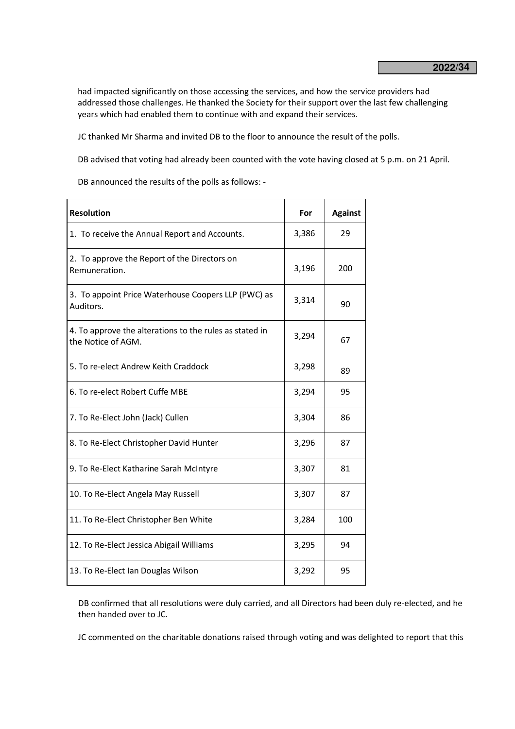had impacted significantly on those accessing the services, and how the service providers had addressed those challenges. He thanked the Society for their support over the last few challenging years which had enabled them to continue with and expand their services.

JC thanked Mr Sharma and invited DB to the floor to announce the result of the polls.

DB advised that voting had already been counted with the vote having closed at 5 p.m. on 21 April.

DB announced the results of the polls as follows: -

| Resolution | For | Against |
|---|---|---|
| 1. To receive the Annual Report and Accounts. | 3,386 | 29 |
| 2. To approve the Report of the Directors on Remuneration. | 3,196 | 200 |
| 3. To appoint Price Waterhouse Coopers LLP (PWC) as Auditors. | 3,314 | 90 |
| 4. To approve the alterations to the rules as stated in the Notice of AGM. | 3,294 | 67 |
| 5. To re-elect Andrew Keith Craddock | 3,298 | 89 |
| 6. To re-elect Robert Cuffe MBE | 3,294 | 95 |
| 7. To Re-Elect John (Jack) Cullen | 3,304 | 86 |
| 8. To Re-Elect Christopher David Hunter | 3,296 | 87 |
| 9. To Re-Elect Katharine Sarah McIntyre | 3,307 | 81 |
| 10. To Re-Elect Angela May Russell | 3,307 | 87 |
| 11. To Re-Elect Christopher Ben White | 3,284 | 100 |
| 12. To Re-Elect Jessica Abigail Williams | 3,295 | 94 |
| 13. To Re-Elect Ian Douglas Wilson | 3,292 | 95 |

DB confirmed that all resolutions were duly carried, and all Directors had been duly re-elected, and he then handed over to JC.

JC commented on the charitable donations raised through voting and was delighted to report that this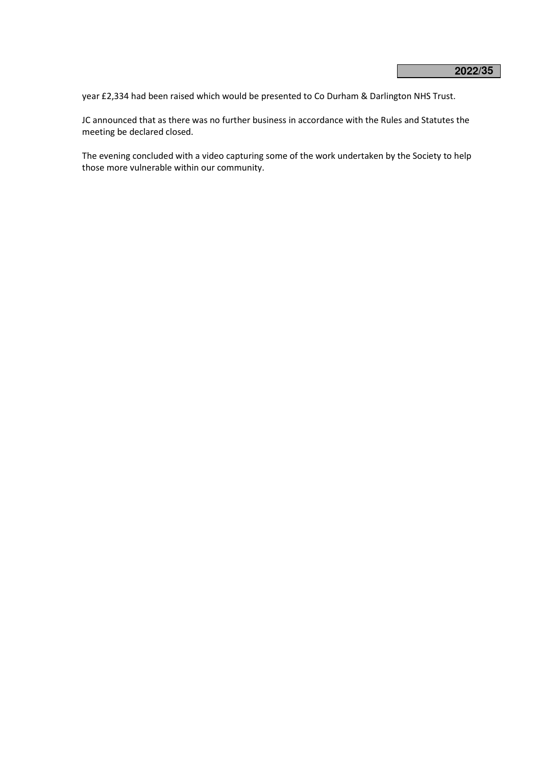year £2,334 had been raised which would be presented to Co Durham & Darlington NHS Trust.

JC announced that as there was no further business in accordance with the Rules and Statutes the meeting be declared closed.

The evening concluded with a video capturing some of the work undertaken by the Society to help those more vulnerable within our community.